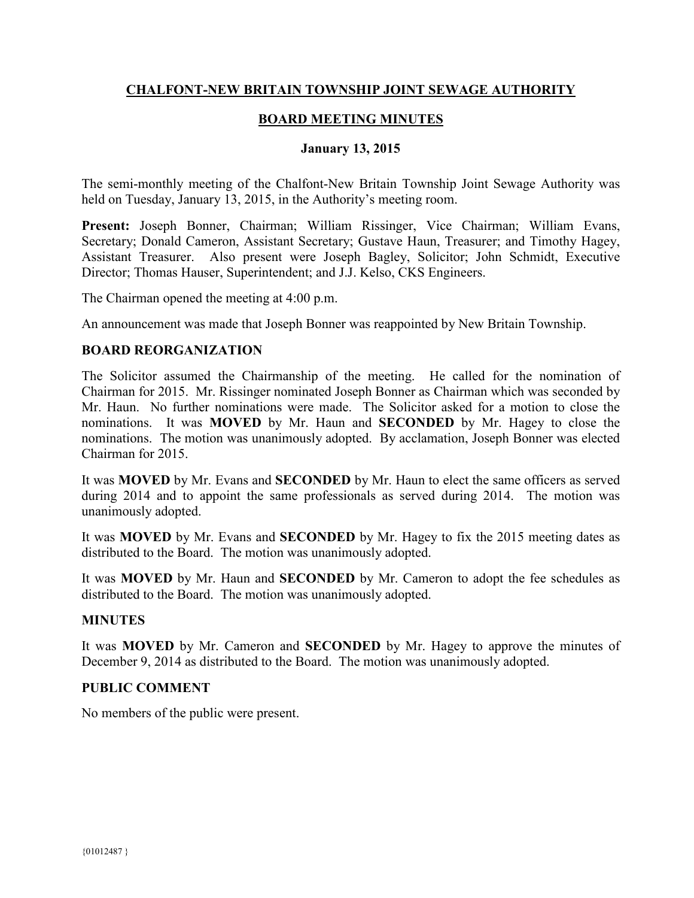# CHALFONT-NEW BRITAIN TOWNSHIP JOINT SEWAGE AUTHORITY

## BOARD MEETING MINUTES

### January 13, 2015

The semi-monthly meeting of the Chalfont-New Britain Township Joint Sewage Authority was held on Tuesday, January 13, 2015, in the Authority's meeting room.

**Present:** Joseph Bonner, Chairman; William Rissinger, Vice Chairman; William Evans, Secretary; Donald Cameron, Assistant Secretary; Gustave Haun, Treasurer; and Timothy Hagey, Assistant Treasurer. Also present were Joseph Bagley, Solicitor; John Schmidt, Executive Director; Thomas Hauser, Superintendent; and J.J. Kelso, CKS Engineers.

The Chairman opened the meeting at 4:00 p.m.

An announcement was made that Joseph Bonner was reappointed by New Britain Township.

**BOARD REORGANIZATION**

The Solicitor assumed the Chairmanship of the meeting. He called for the nomination of Chairman for 2015. Mr. Rissinger nominated Joseph Bonner as Chairman which was seconded by Mr. Haun. No further nominations were made. The Solicitor asked for a motion to close the nominations. It was **MOVED** by Mr. Haun and **SECONDED** by Mr. Hagey to close the nominations. The motion was unanimously adopted. By acclamation, Joseph Bonner was elected Chairman for 2015.

It was **MOVED** by Mr. Evans and **SECONDED** by Mr. Haun to elect the same officers as served during 2014 and to appoint the same professionals as served during 2014. The motion was unanimously adopted.

It was **MOVED** by Mr. Evans and **SECONDED** by Mr. Hagey to fix the 2015 meeting dates as distributed to the Board. The motion was unanimously adopted.

It was **MOVED** by Mr. Haun and **SECONDED** by Mr. Cameron to adopt the fee schedules as distributed to the Board. The motion was unanimously adopted.

**MINUTES**

It was **MOVED** by Mr. Cameron and **SECONDED** by Mr. Hagey to approve the minutes of December 9, 2014 as distributed to the Board. The motion was unanimously adopted.

**PUBLIC COMMENT**

No members of the public were present.

{01012487 }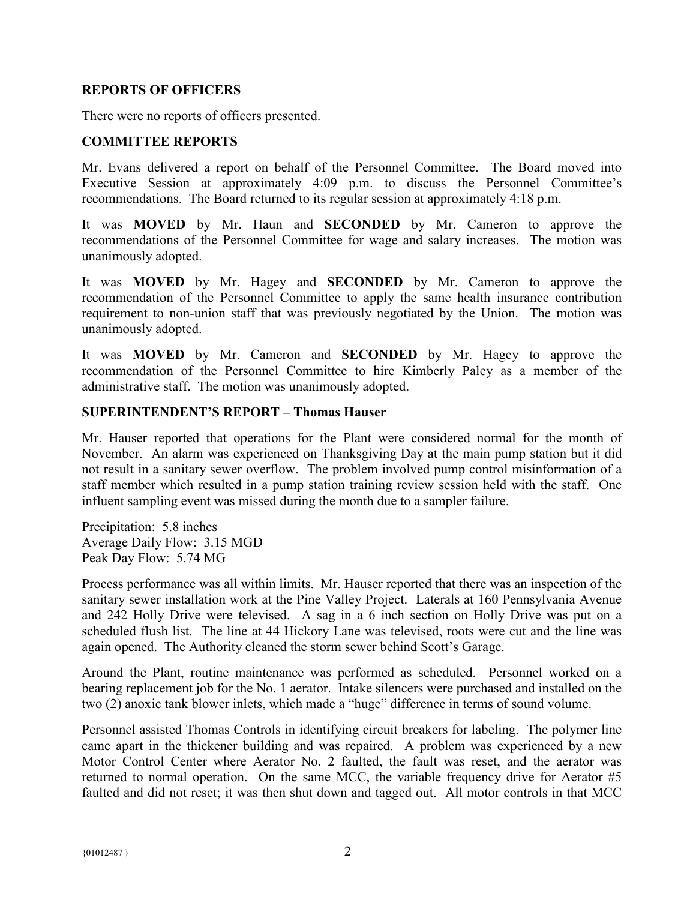## REPORTS OF OFFICERS

There were no reports of officers presented.

## COMMITTEE REPORTS

Mr. Evans delivered a report on behalf of the Personnel Committee. The Board moved into Executive Session at approximately 4:09 p.m. to discuss the Personnel Committee's recommendations. The Board returned to its regular session at approximately 4:18 p.m.

It was **MOVED** by Mr. Haun and **SECONDED** by Mr. Cameron to approve the recommendations of the Personnel Committee for wage and salary increases. The motion was unanimously adopted.

It was **MOVED** by Mr. Hagey and **SECONDED** by Mr. Cameron to approve the recommendation of the Personnel Committee to apply the same health insurance contribution requirement to non-union staff that was previously negotiated by the Union. The motion was unanimously adopted.

It was **MOVED** by Mr. Cameron and **SECONDED** by Mr. Hagey to approve the recommendation of the Personnel Committee to hire Kimberly Paley as a member of the administrative staff. The motion was unanimously adopted.

## SUPERINTENDENT'S REPORT – Thomas Hauser

Mr. Hauser reported that operations for the Plant were considered normal for the month of November. An alarm was experienced on Thanksgiving Day at the main pump station but it did not result in a sanitary sewer overflow. The problem involved pump control misinformation of a staff member which resulted in a pump station training review session held with the staff. One influent sampling event was missed during the month due to a sampler failure.

Precipitation: 5.8 inches
Average Daily Flow: 3.15 MGD
Peak Day Flow: 5.74 MG

Process performance was all within limits. Mr. Hauser reported that there was an inspection of the sanitary sewer installation work at the Pine Valley Project. Laterals at 160 Pennsylvania Avenue and 242 Holly Drive were televised. A sag in a 6 inch section on Holly Drive was put on a scheduled flush list. The line at 44 Hickory Lane was televised, roots were cut and the line was again opened. The Authority cleaned the storm sewer behind Scott's Garage.

Around the Plant, routine maintenance was performed as scheduled. Personnel worked on a bearing replacement job for the No. 1 aerator. Intake silencers were purchased and installed on the two (2) anoxic tank blower inlets, which made a "huge" difference in terms of sound volume.

Personnel assisted Thomas Controls in identifying circuit breakers for labeling. The polymer line came apart in the thickener building and was repaired. A problem was experienced by a new Motor Control Center where Aerator No. 2 faulted, the fault was reset, and the aerator was returned to normal operation. On the same MCC, the variable frequency drive for Aerator #5 faulted and did not reset; it was then shut down and tagged out. All motor controls in that MCC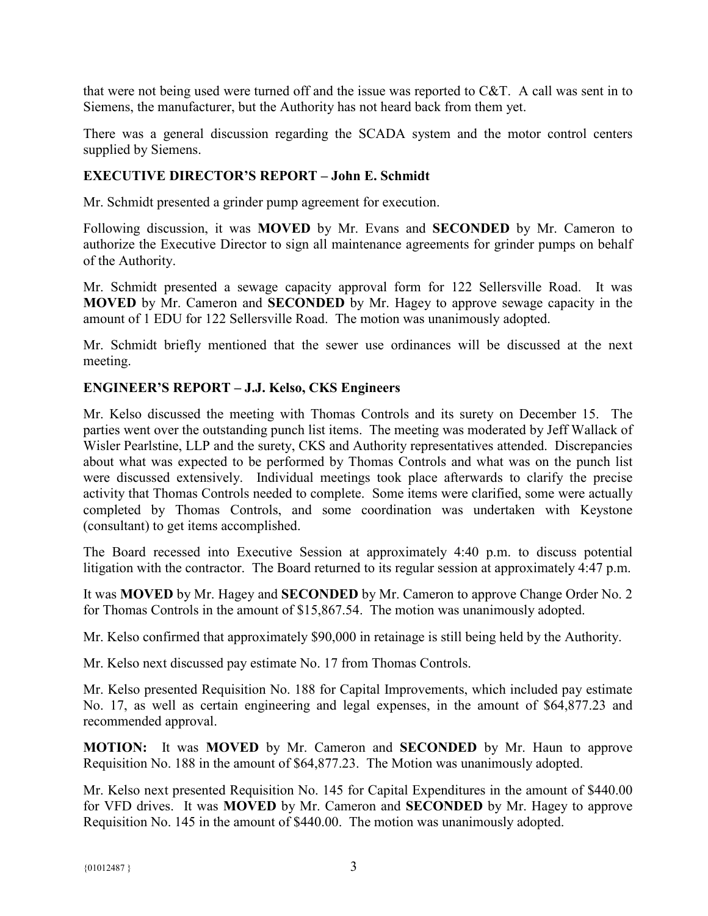that were not being used were turned off and the issue was reported to C&T. A call was sent in to Siemens, the manufacturer, but the Authority has not heard back from them yet.

There was a general discussion regarding the SCADA system and the motor control centers supplied by Siemens.

**EXECUTIVE DIRECTOR'S REPORT – John E. Schmidt**

Mr. Schmidt presented a grinder pump agreement for execution.

Following discussion, it was **MOVED** by Mr. Evans and **SECONDED** by Mr. Cameron to authorize the Executive Director to sign all maintenance agreements for grinder pumps on behalf of the Authority.

Mr. Schmidt presented a sewage capacity approval form for 122 Sellersville Road. It was **MOVED** by Mr. Cameron and **SECONDED** by Mr. Hagey to approve sewage capacity in the amount of 1 EDU for 122 Sellersville Road. The motion was unanimously adopted.

Mr. Schmidt briefly mentioned that the sewer use ordinances will be discussed at the next meeting.

**ENGINEER'S REPORT – J.J. Kelso, CKS Engineers**

Mr. Kelso discussed the meeting with Thomas Controls and its surety on December 15. The parties went over the outstanding punch list items. The meeting was moderated by Jeff Wallack of Wisler Pearlstine, LLP and the surety, CKS and Authority representatives attended. Discrepancies about what was expected to be performed by Thomas Controls and what was on the punch list were discussed extensively. Individual meetings took place afterwards to clarify the precise activity that Thomas Controls needed to complete. Some items were clarified, some were actually completed by Thomas Controls, and some coordination was undertaken with Keystone (consultant) to get items accomplished.

The Board recessed into Executive Session at approximately 4:40 p.m. to discuss potential litigation with the contractor. The Board returned to its regular session at approximately 4:47 p.m.

It was **MOVED** by Mr. Hagey and **SECONDED** by Mr. Cameron to approve Change Order No. 2 for Thomas Controls in the amount of $15,867.54. The motion was unanimously adopted.

Mr. Kelso confirmed that approximately $90,000 in retainage is still being held by the Authority.

Mr. Kelso next discussed pay estimate No. 17 from Thomas Controls.

Mr. Kelso presented Requisition No. 188 for Capital Improvements, which included pay estimate No. 17, as well as certain engineering and legal expenses, in the amount of $64,877.23 and recommended approval.

**MOTION:** It was **MOVED** by Mr. Cameron and **SECONDED** by Mr. Haun to approve Requisition No. 188 in the amount of $64,877.23. The Motion was unanimously adopted.

Mr. Kelso next presented Requisition No. 145 for Capital Expenditures in the amount of $440.00 for VFD drives. It was **MOVED** by Mr. Cameron and **SECONDED** by Mr. Hagey to approve Requisition No. 145 in the amount of $440.00. The motion was unanimously adopted.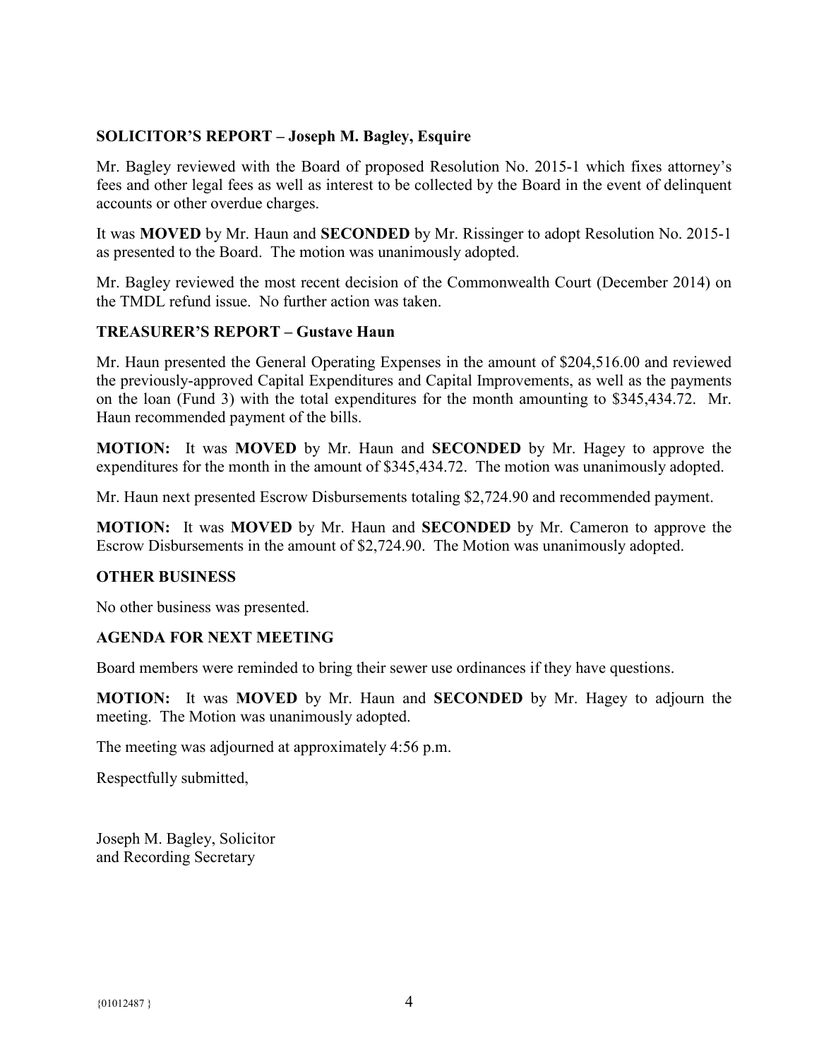**SOLICITOR'S REPORT – Joseph M. Bagley, Esquire**

Mr. Bagley reviewed with the Board of proposed Resolution No. 2015-1 which fixes attorney's fees and other legal fees as well as interest to be collected by the Board in the event of delinquent accounts or other overdue charges.

It was **MOVED** by Mr. Haun and **SECONDED** by Mr. Rissinger to adopt Resolution No. 2015-1 as presented to the Board. The motion was unanimously adopted.

Mr. Bagley reviewed the most recent decision of the Commonwealth Court (December 2014) on the TMDL refund issue. No further action was taken.

**TREASURER'S REPORT – Gustave Haun**

Mr. Haun presented the General Operating Expenses in the amount of $204,516.00 and reviewed the previously-approved Capital Expenditures and Capital Improvements, as well as the payments on the loan (Fund 3) with the total expenditures for the month amounting to $345,434.72. Mr. Haun recommended payment of the bills.

**MOTION:** It was **MOVED** by Mr. Haun and **SECONDED** by Mr. Hagey to approve the expenditures for the month in the amount of $345,434.72. The motion was unanimously adopted.

Mr. Haun next presented Escrow Disbursements totaling $2,724.90 and recommended payment.

**MOTION:** It was **MOVED** by Mr. Haun and **SECONDED** by Mr. Cameron to approve the Escrow Disbursements in the amount of $2,724.90. The Motion was unanimously adopted.

**OTHER BUSINESS**

No other business was presented.

**AGENDA FOR NEXT MEETING**

Board members were reminded to bring their sewer use ordinances if they have questions.

**MOTION:** It was **MOVED** by Mr. Haun and **SECONDED** by Mr. Hagey to adjourn the meeting. The Motion was unanimously adopted.

The meeting was adjourned at approximately 4:56 p.m.

Respectfully submitted,

Joseph M. Bagley, Solicitor
and Recording Secretary

{01012487 }